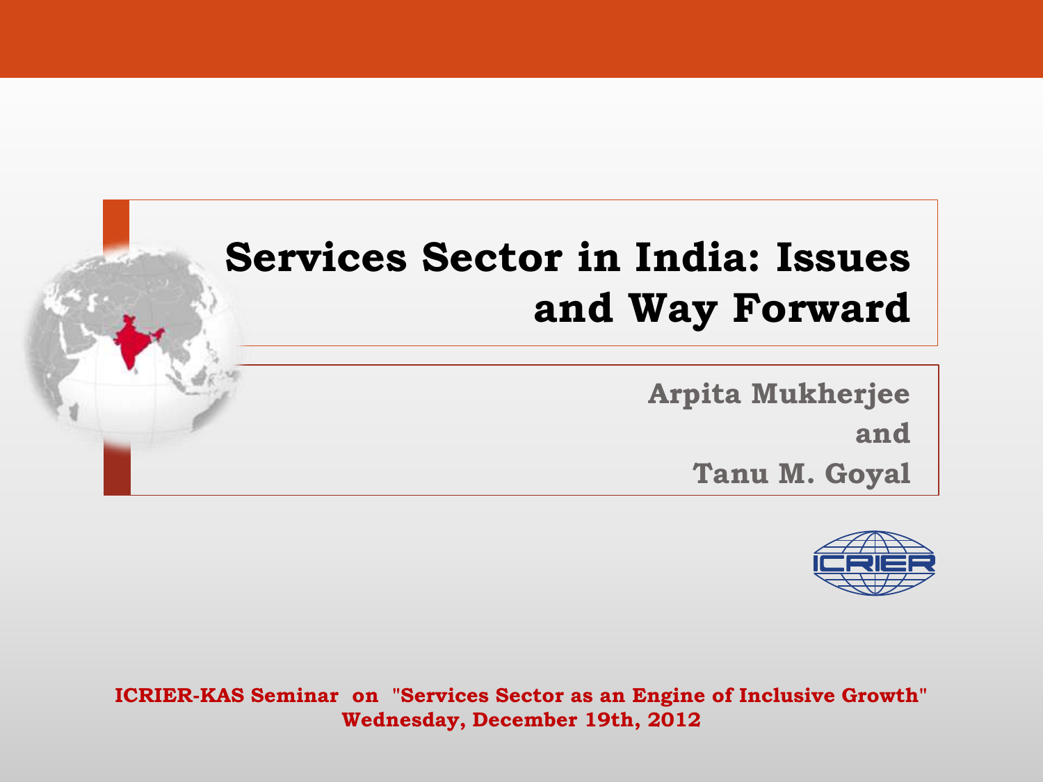# Services Sector in India: Issues and Way Forward

**Arpita Mukherjee**

**and**

**Tanu M. Goyal**

ICRIER

**ICRIER-KAS Seminar on "Services Sector as an Engine of Inclusive Growth"**
**Wednesday, December 19th, 2012**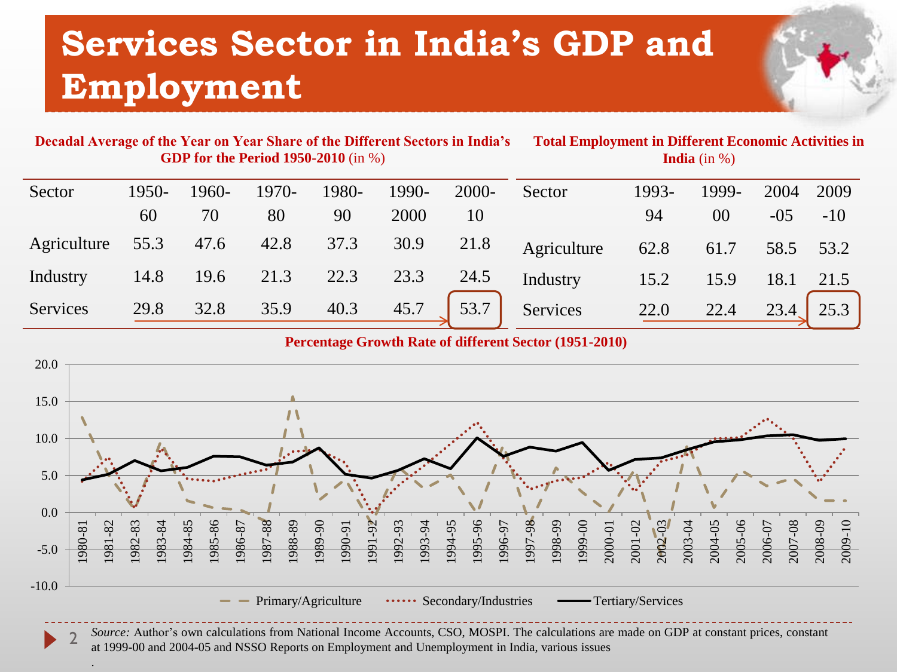# Services Sector in India's GDP and Employment

**Decadal Average of the Year on Year Share of the Different Sectors in India's GDP for the Period 1950-2010** (in %)

| Sector | 1950-60 | 1960-70 | 1970-80 | 1980-90 | 1990-2000 | 2000-10 |
|---|---|---|---|---|---|---|
| Agriculture | 55.3 | 47.6 | 42.8 | 37.3 | 30.9 | 21.8 |
| Industry | 14.8 | 19.6 | 21.3 | 22.3 | 23.3 | 24.5 |
| Services | 29.8 | 32.8 | 35.9 | 40.3 | 45.7 | 53.7 |

**Total Employment in Different Economic Activities in India** (in %)

| Sector | 1993-94 | 1999-00 | 2004-05 | 2009-10 |
|---|---|---|---|---|
| Agriculture | 62.8 | 61.7 | 58.5 | 53.2 |
| Industry | 15.2 | 15.9 | 18.1 | 21.5 |
| Services | 22.0 | 22.4 | 23.4 | 25.3 |

**Percentage Growth Rate of different Sector (1951-2010)**

*Source:* Author's own calculations from National Income Accounts, CSO, MOSPI. The calculations are made on GDP at constant prices, constant at 1999-00 and 2004-05 and NSSO Reports on Employment and Unemployment in India, various issues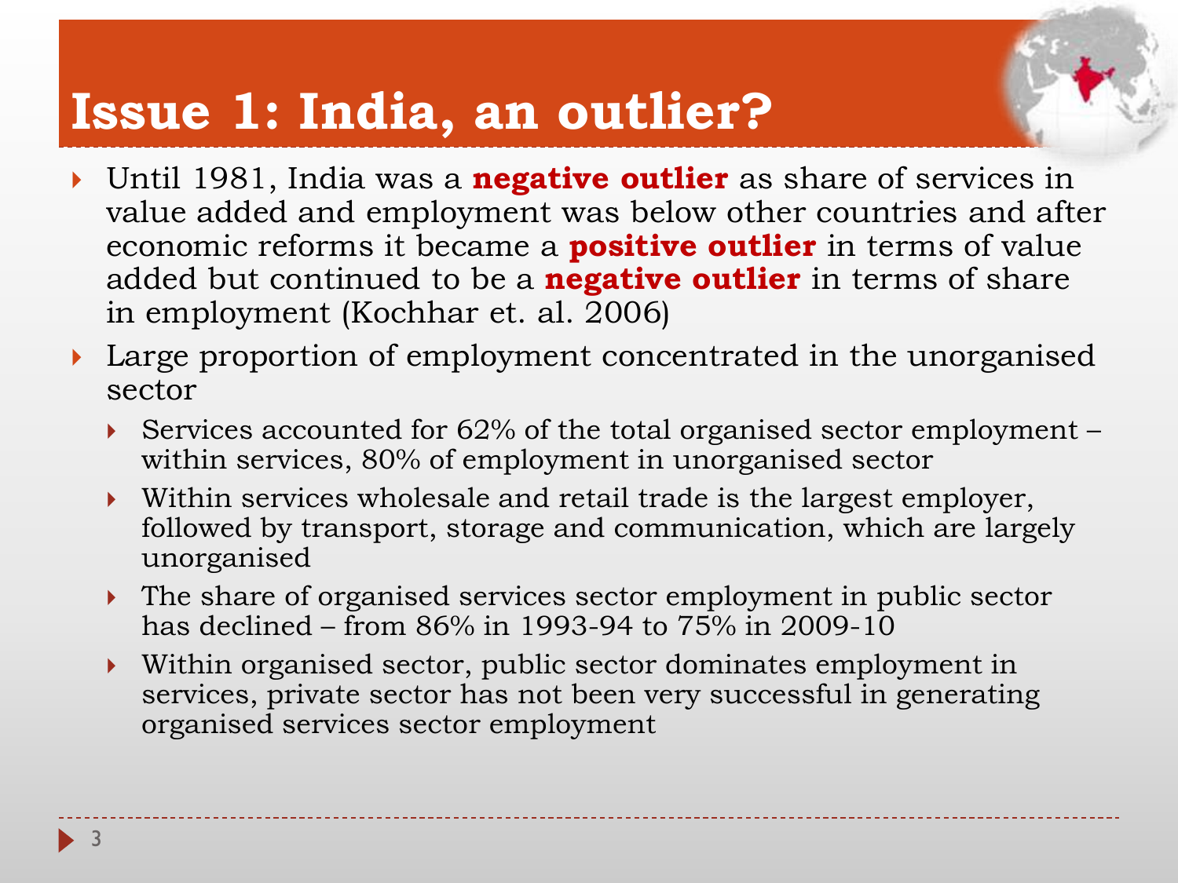# Issue 1: India, an outlier?

- Until 1981, India was a **negative outlier** as share of services in value added and employment was below other countries and after economic reforms it became a **positive outlier** in terms of value added but continued to be a **negative outlier** in terms of share in employment (Kochhar et. al. 2006)
- Large proportion of employment concentrated in the unorganised sector
  - Services accounted for 62% of the total organised sector employment – within services, 80% of employment in unorganised sector
  - Within services wholesale and retail trade is the largest employer, followed by transport, storage and communication, which are largely unorganised
  - The share of organised services sector employment in public sector has declined – from 86% in 1993-94 to 75% in 2009-10
  - Within organised sector, public sector dominates employment in services, private sector has not been very successful in generating organised services sector employment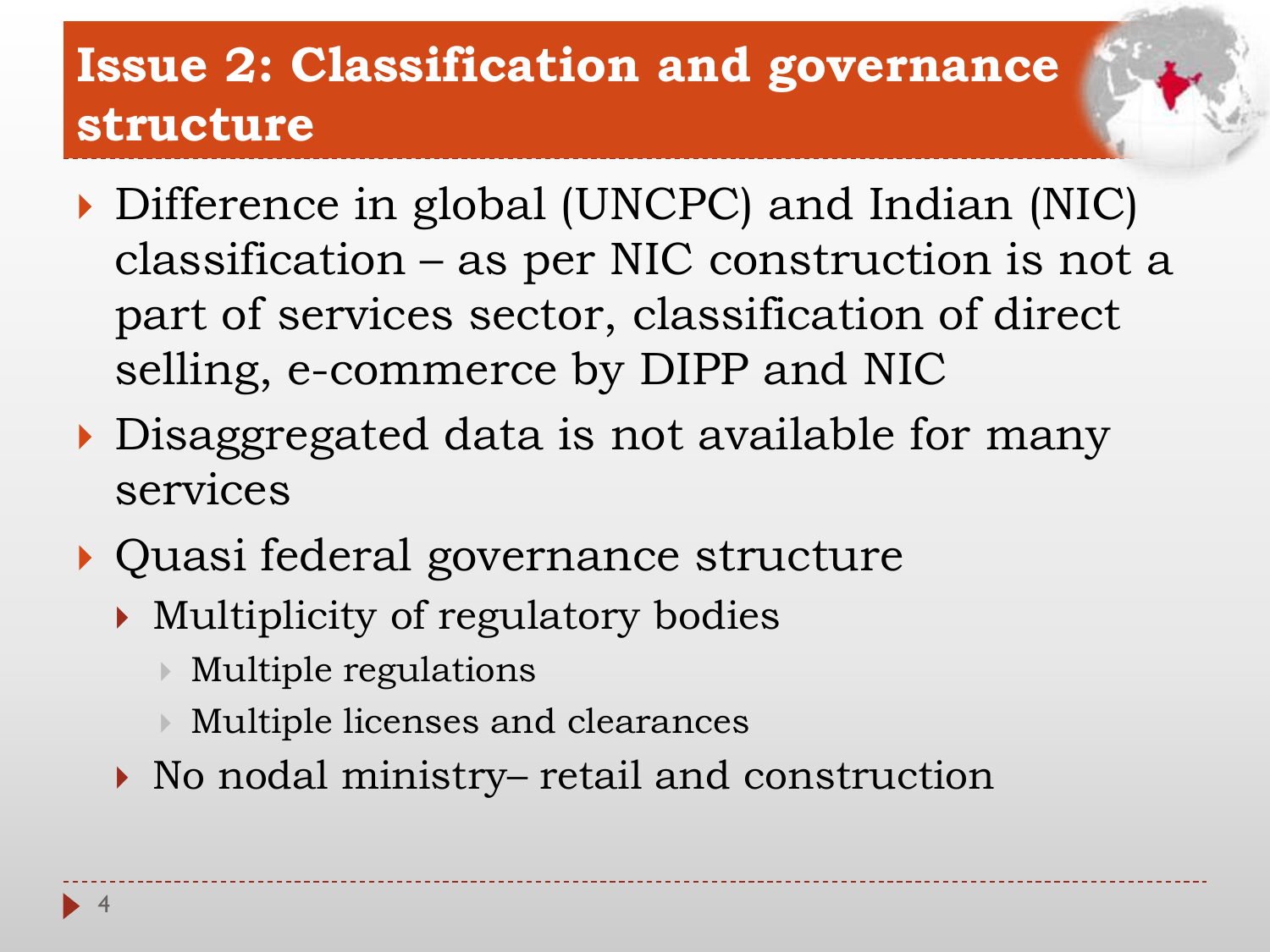# Issue 2: Classification and governance structure

- Difference in global (UNCPC) and Indian (NIC) classification – as per NIC construction is not a part of services sector, classification of direct selling, e-commerce by DIPP and NIC
- Disaggregated data is not available for many services
- Quasi federal governance structure
  - Multiplicity of regulatory bodies
    - Multiple regulations
    - Multiple licenses and clearances
  - No nodal ministry– retail and construction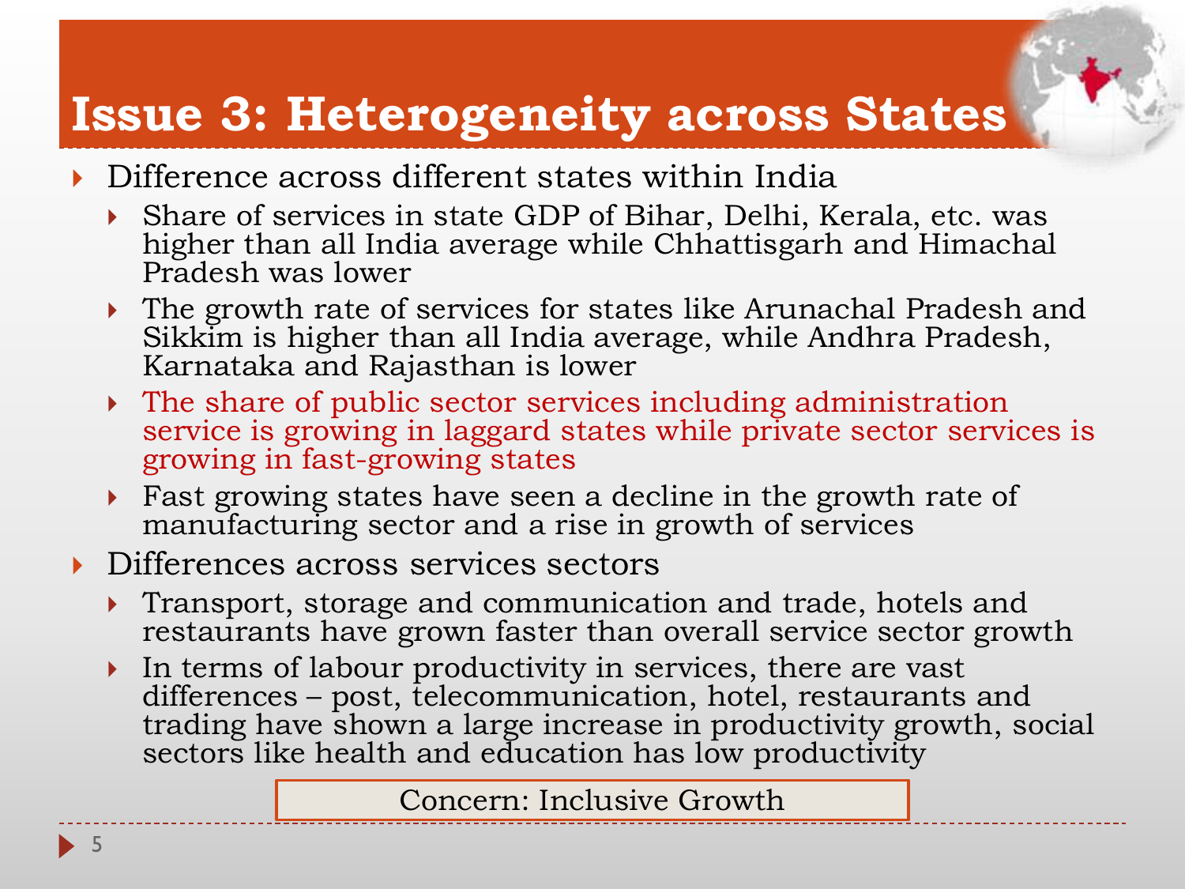# Issue 3: Heterogeneity across States

- Difference across different states within India
  - Share of services in state GDP of Bihar, Delhi, Kerala, etc. was higher than all India average while Chhattisgarh and Himachal Pradesh was lower
  - The growth rate of services for states like Arunachal Pradesh and Sikkim is higher than all India average, while Andhra Pradesh, Karnataka and Rajasthan is lower
  - The share of public sector services including administration service is growing in laggard states while private sector services is growing in fast-growing states
  - Fast growing states have seen a decline in the growth rate of manufacturing sector and a rise in growth of services
- Differences across services sectors
  - Transport, storage and communication and trade, hotels and restaurants have grown faster than overall service sector growth
  - In terms of labour productivity in services, there are vast differences – post, telecommunication, hotel, restaurants and trading have shown a large increase in productivity growth, social sectors like health and education has low productivity

Concern: Inclusive Growth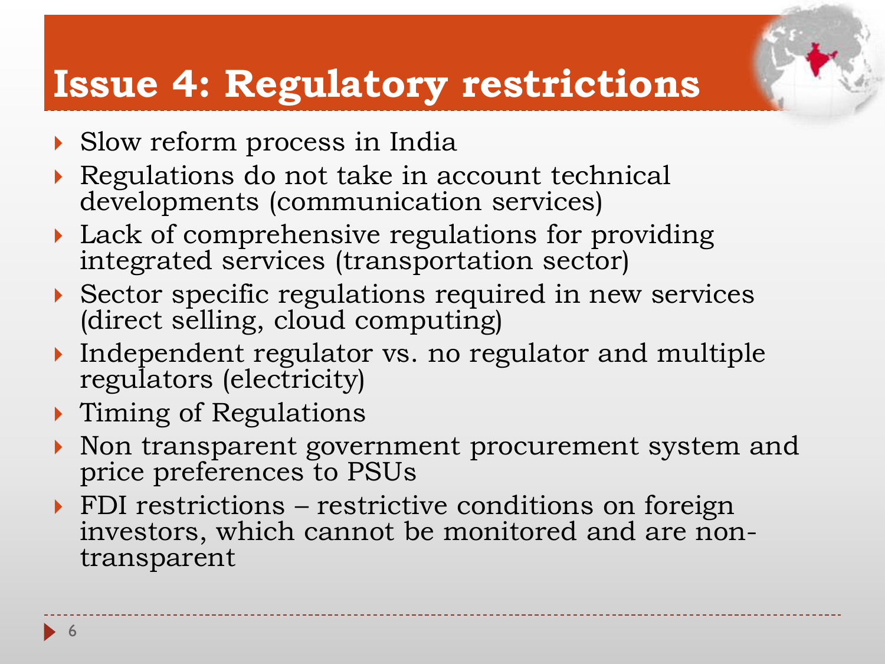# Issue 4: Regulatory restrictions

- Slow reform process in India
- Regulations do not take in account technical developments (communication services)
- Lack of comprehensive regulations for providing integrated services (transportation sector)
- Sector specific regulations required in new services (direct selling, cloud computing)
- Independent regulator vs. no regulator and multiple regulators (electricity)
- Timing of Regulations
- Non transparent government procurement system and price preferences to PSUs
- FDI restrictions – restrictive conditions on foreign investors, which cannot be monitored and are non-transparent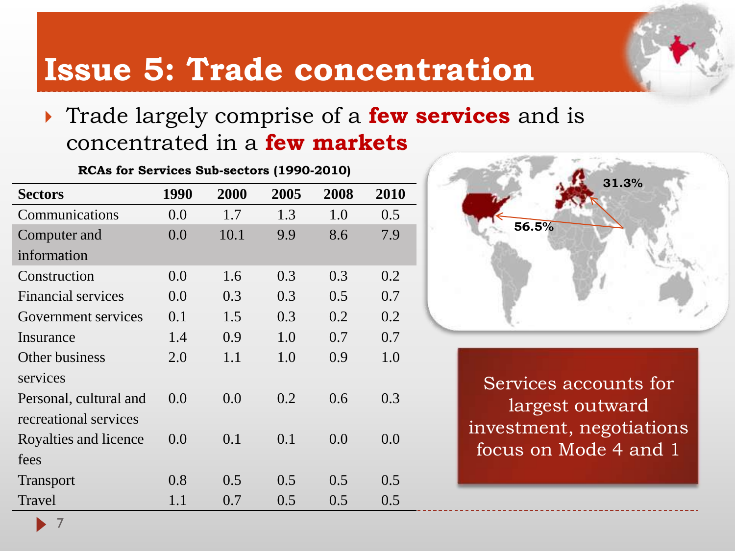# Issue 5: Trade concentration

- Trade largely comprise of a **few services** and is concentrated in a **few markets**

**RCAs for Services Sub-sectors (1990-2010)**

| Sectors | 1990 | 2000 | 2005 | 2008 | 2010 |
|---|---|---|---|---|---|
| Communications | 0.0 | 1.7 | 1.3 | 1.0 | 0.5 |
| Computer and information | 0.0 | 10.1 | 9.9 | 8.6 | 7.9 |
| Construction | 0.0 | 1.6 | 0.3 | 0.3 | 0.2 |
| Financial services | 0.0 | 0.3 | 0.3 | 0.5 | 0.7 |
| Government services | 0.1 | 1.5 | 0.3 | 0.2 | 0.2 |
| Insurance | 1.4 | 0.9 | 1.0 | 0.7 | 0.7 |
| Other business services | 2.0 | 1.1 | 1.0 | 0.9 | 1.0 |
| Personal, cultural and recreational services | 0.0 | 0.0 | 0.2 | 0.6 | 0.3 |
| Royalties and licence fees | 0.0 | 0.1 | 0.1 | 0.0 | 0.0 |
| Transport | 0.8 | 0.5 | 0.5 | 0.5 | 0.5 |
| Travel | 1.1 | 0.7 | 0.5 | 0.5 | 0.5 |

31.3%

56.5%

Services accounts for largest outward investment, negotiations focus on Mode 4 and 1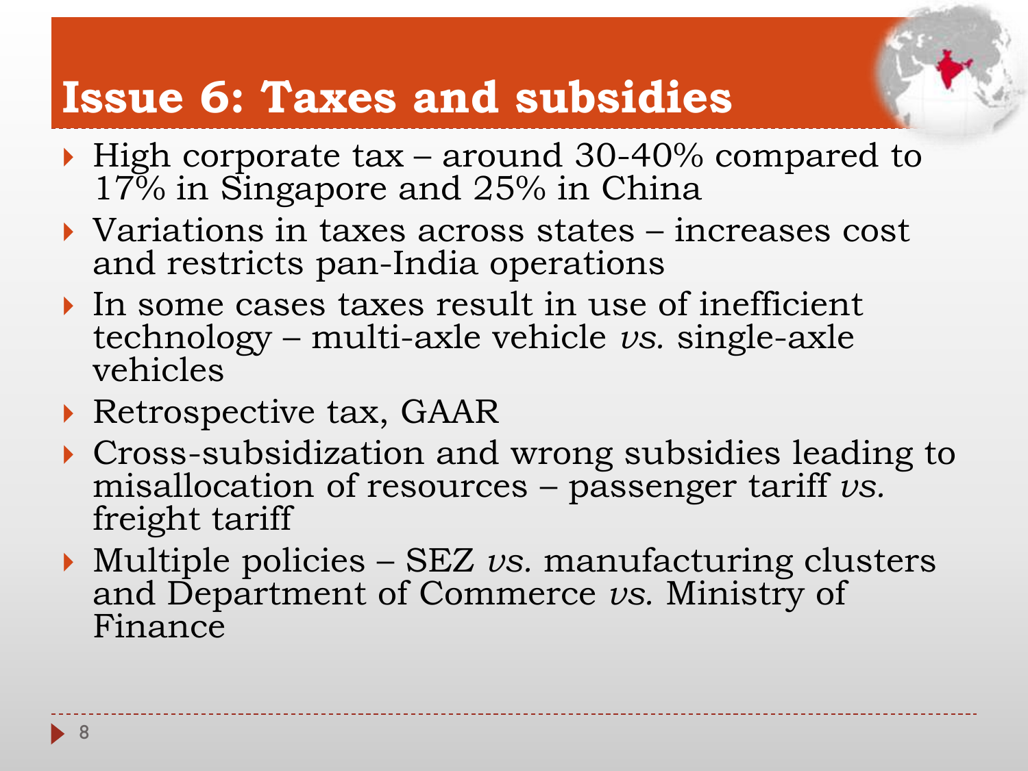# Issue 6: Taxes and subsidies

- High corporate tax – around 30-40% compared to 17% in Singapore and 25% in China
- Variations in taxes across states – increases cost and restricts pan-India operations
- In some cases taxes result in use of inefficient technology – multi-axle vehicle *vs.* single-axle vehicles
- Retrospective tax, GAAR
- Cross-subsidization and wrong subsidies leading to misallocation of resources – passenger tariff *vs.* freight tariff
- Multiple policies – SEZ *vs.* manufacturing clusters and Department of Commerce *vs.* Ministry of Finance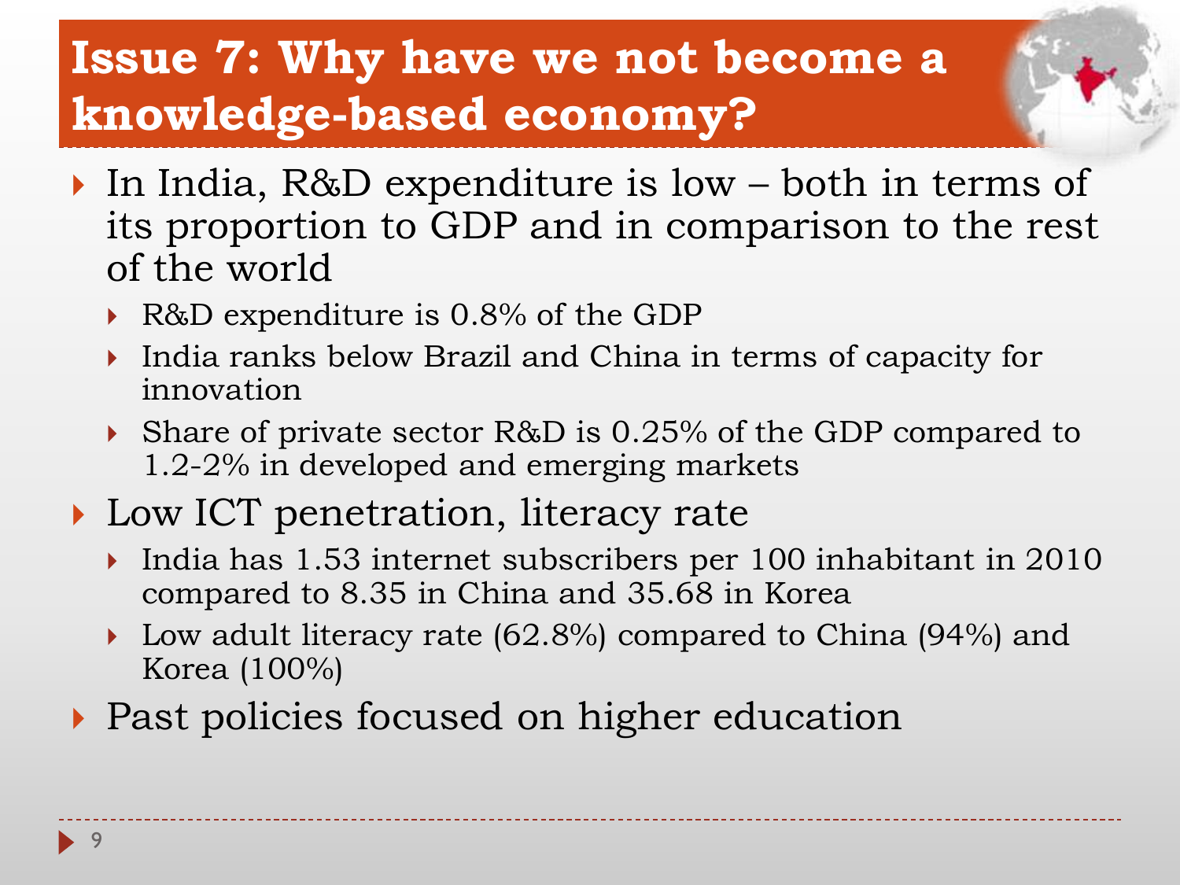# Issue 7: Why have we not become a knowledge-based economy?

- In India, R&D expenditure is low – both in terms of its proportion to GDP and in comparison to the rest of the world
  - R&D expenditure is 0.8% of the GDP
  - India ranks below Brazil and China in terms of capacity for innovation
  - Share of private sector R&D is 0.25% of the GDP compared to 1.2-2% in developed and emerging markets
- Low ICT penetration, literacy rate
  - India has 1.53 internet subscribers per 100 inhabitant in 2010 compared to 8.35 in China and 35.68 in Korea
  - Low adult literacy rate (62.8%) compared to China (94%) and Korea (100%)
- Past policies focused on higher education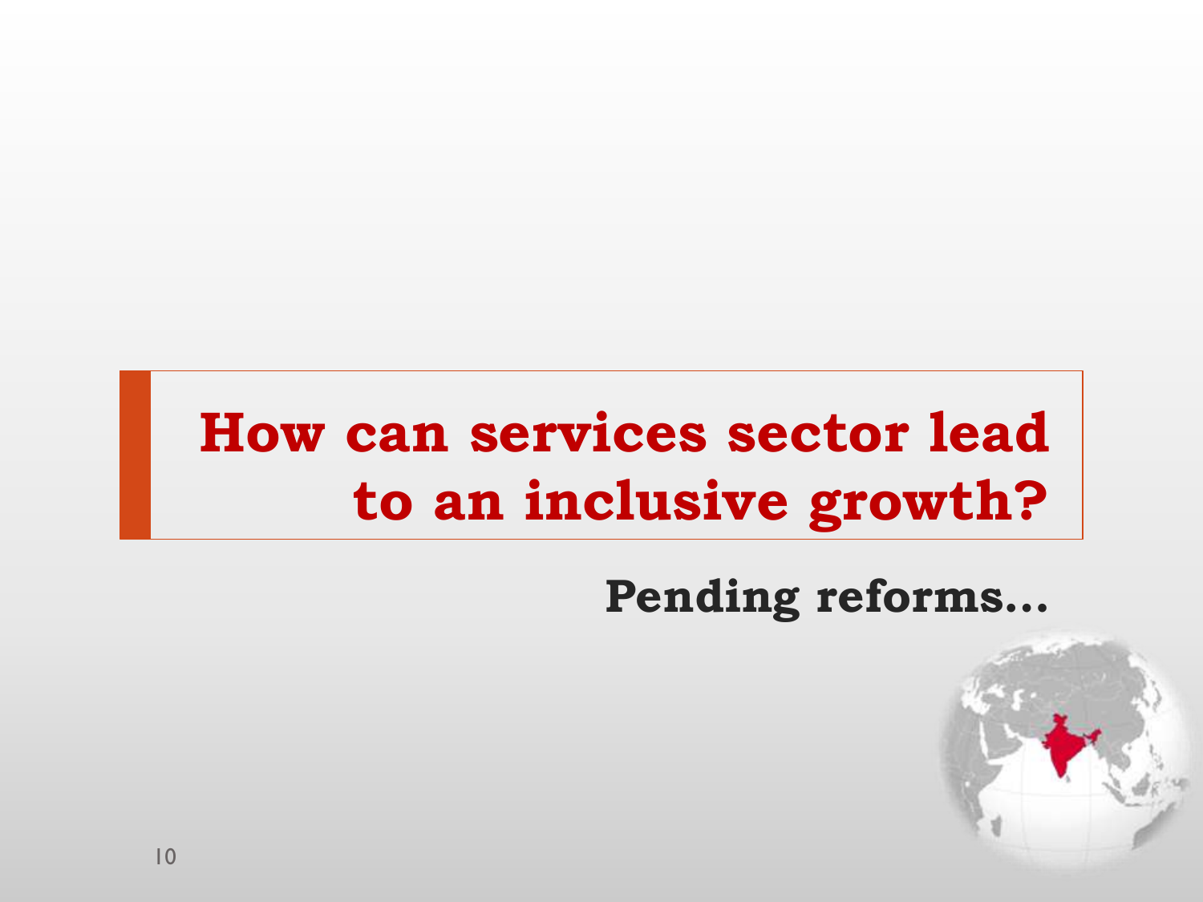# How can services sector lead to an inclusive growth?

**Pending reforms…**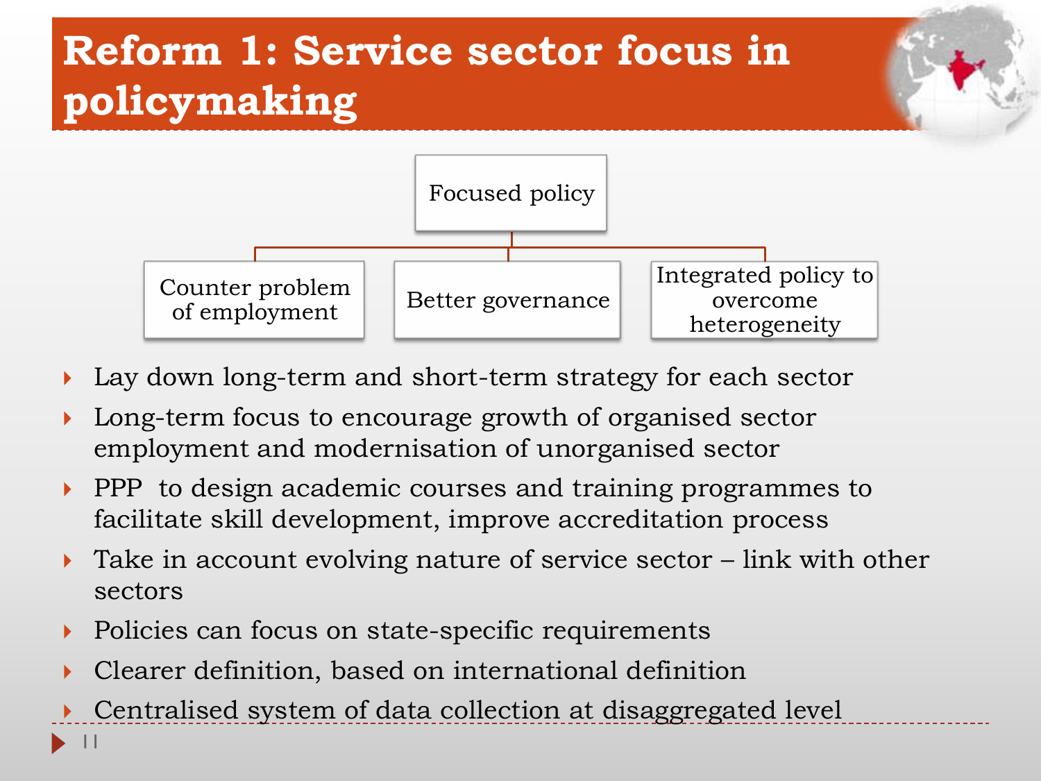# Reform 1: Service sector focus in policymaking

Focused policy

Counter problem of employment

Better governance

Integrated policy to overcome heterogeneity

- Lay down long-term and short-term strategy for each sector
- Long-term focus to encourage growth of organised sector employment and modernisation of unorganised sector
- PPP to design academic courses and training programmes to facilitate skill development, improve accreditation process
- Take in account evolving nature of service sector – link with other sectors
- Policies can focus on state-specific requirements
- Clearer definition, based on international definition
- Centralised system of data collection at disaggregated level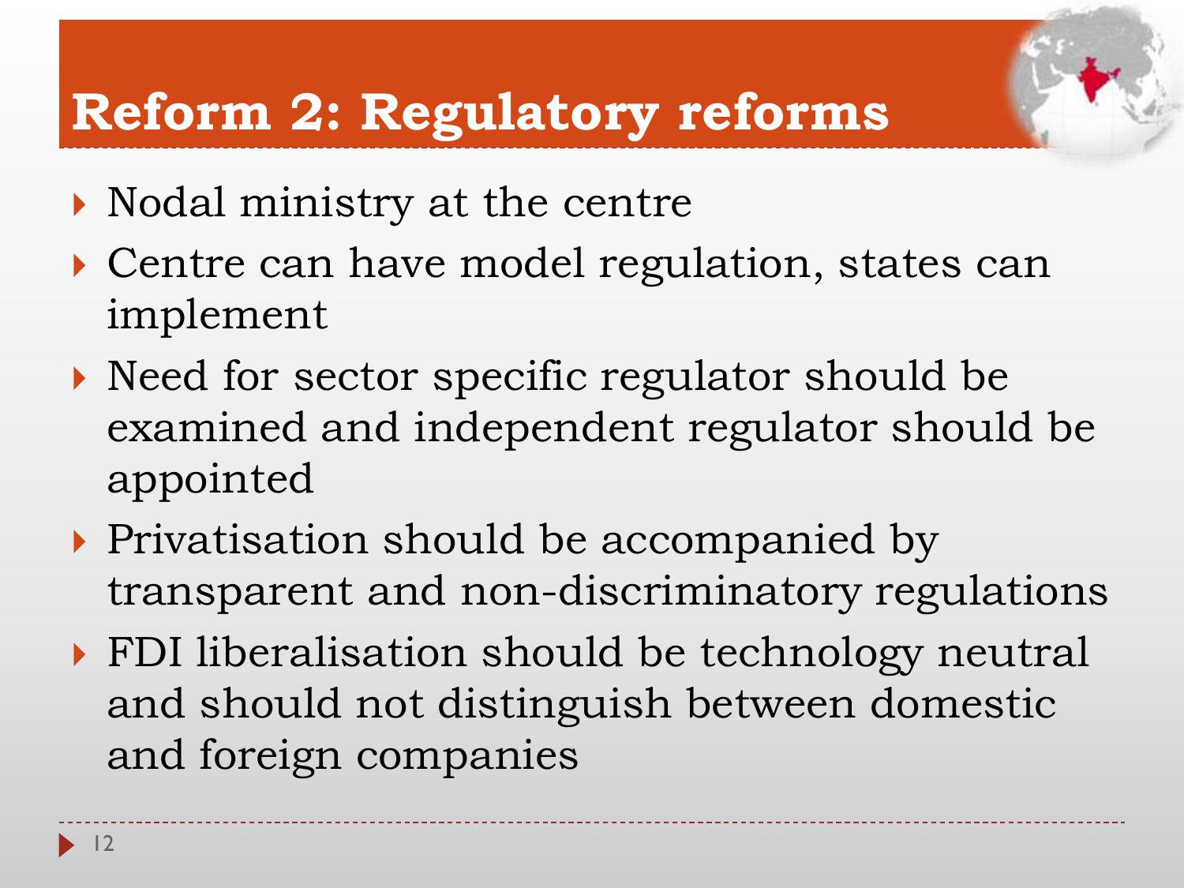# Reform 2: Regulatory reforms

- Nodal ministry at the centre
- Centre can have model regulation, states can implement
- Need for sector specific regulator should be examined and independent regulator should be appointed
- Privatisation should be accompanied by transparent and non-discriminatory regulations
- FDI liberalisation should be technology neutral and should not distinguish between domestic and foreign companies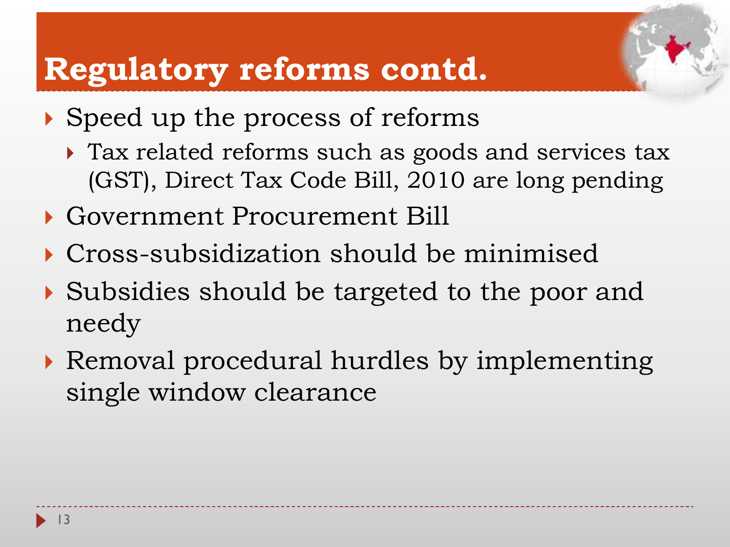# Regulatory reforms contd.

- Speed up the process of reforms
  - Tax related reforms such as goods and services tax (GST), Direct Tax Code Bill, 2010 are long pending
- Government Procurement Bill
- Cross-subsidization should be minimised
- Subsidies should be targeted to the poor and needy
- Removal procedural hurdles by implementing single window clearance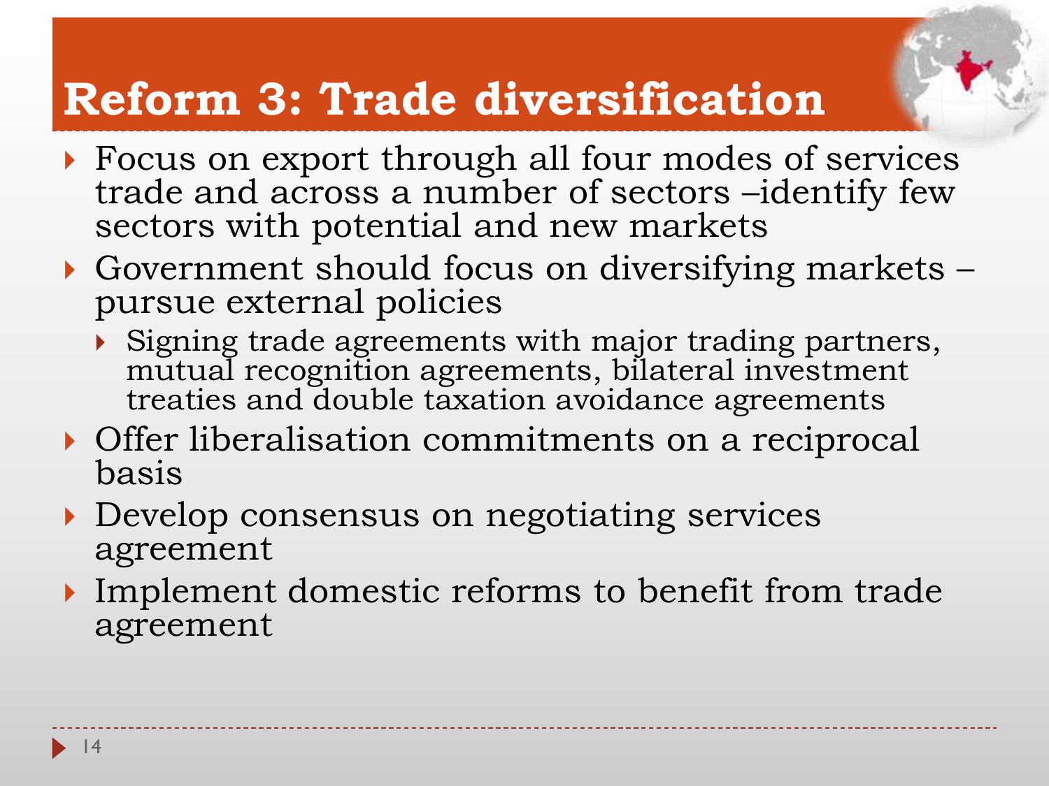# Reform 3: Trade diversification

- Focus on export through all four modes of services trade and across a number of sectors –identify few sectors with potential and new markets
- Government should focus on diversifying markets – pursue external policies
  - Signing trade agreements with major trading partners, mutual recognition agreements, bilateral investment treaties and double taxation avoidance agreements
- Offer liberalisation commitments on a reciprocal basis
- Develop consensus on negotiating services agreement
- Implement domestic reforms to benefit from trade agreement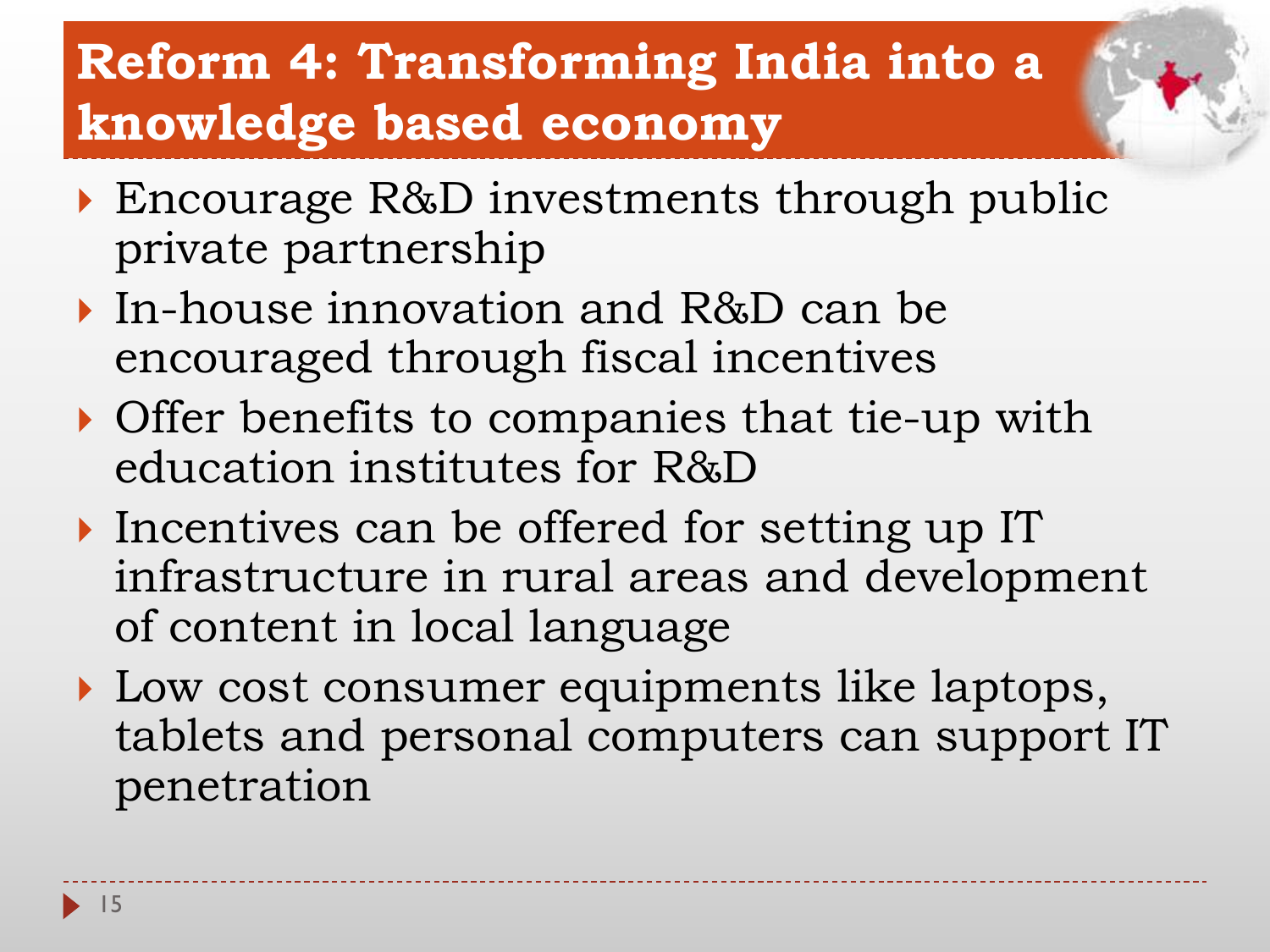# Reform 4: Transforming India into a knowledge based economy

- Encourage R&D investments through public private partnership
- In-house innovation and R&D can be encouraged through fiscal incentives
- Offer benefits to companies that tie-up with education institutes for R&D
- Incentives can be offered for setting up IT infrastructure in rural areas and development of content in local language
- Low cost consumer equipments like laptops, tablets and personal computers can support IT penetration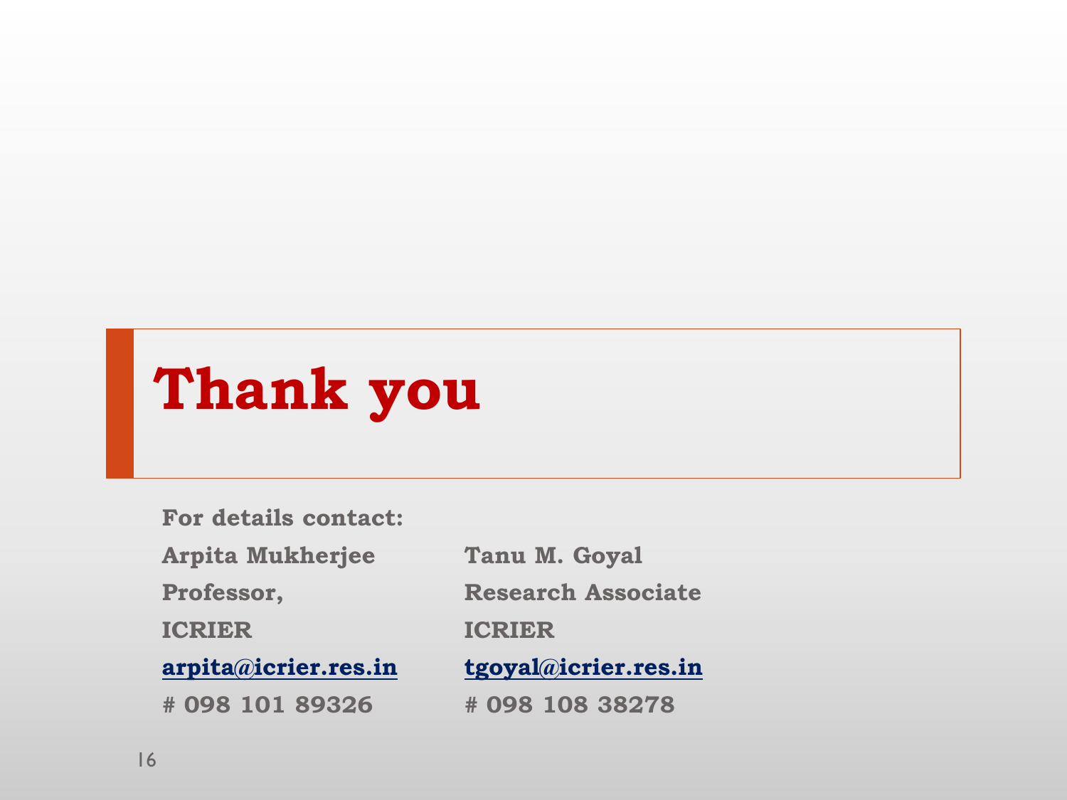# Thank you

**For details contact:**

**Arpita Mukherjee**
**Professor,**
**ICRIER**
**arpita@icrier.res.in**
**# 098 101 89326**

**Tanu M. Goyal**
**Research Associate**
**ICRIER**
**tgoyal@icrier.res.in**
**# 098 108 38278**